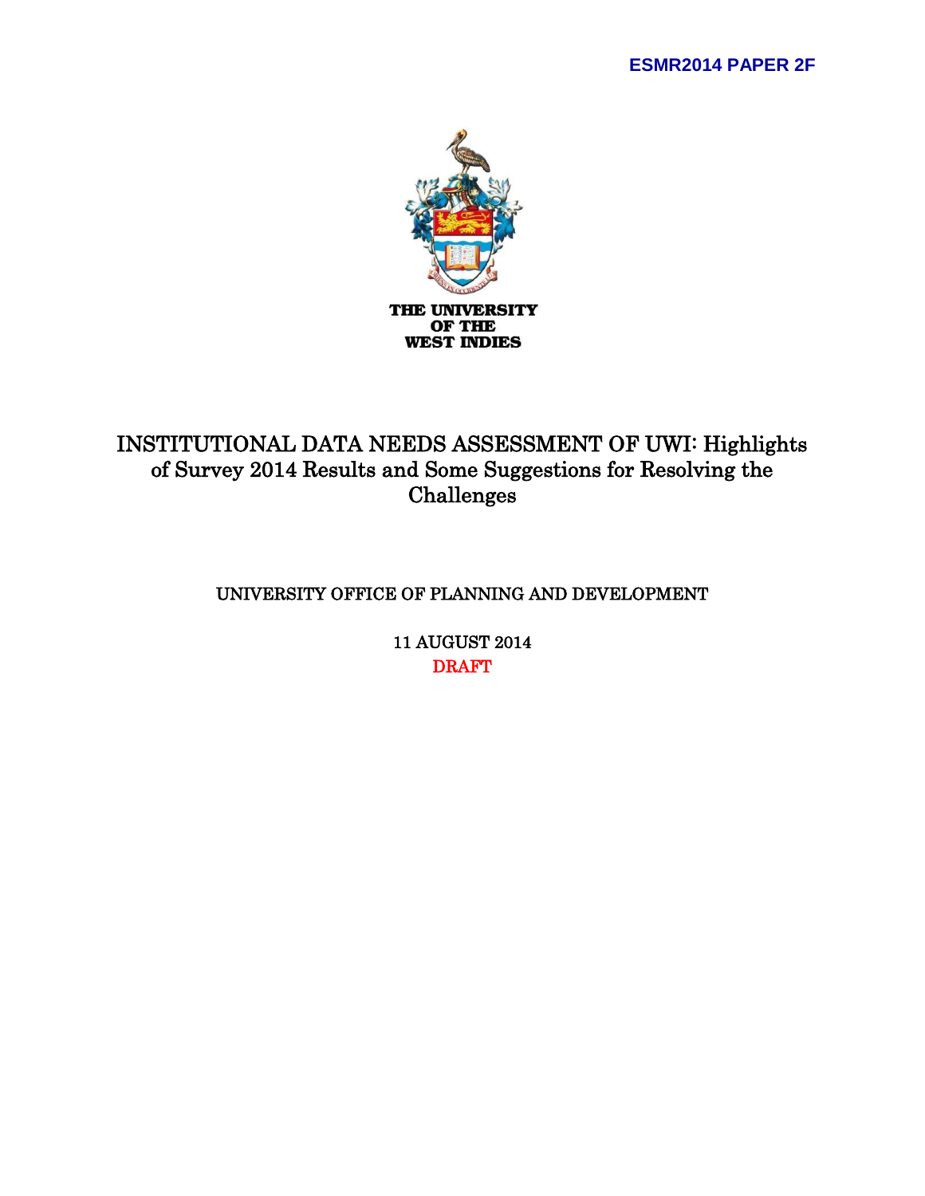ESMR2014 PAPER 2F

THE UNIVERSITY OF THE WEST INDIES

# INSTITUTIONAL DATA NEEDS ASSESSMENT OF UWI: Highlights of Survey 2014 Results and Some Suggestions for Resolving the Challenges

UNIVERSITY OFFICE OF PLANNING AND DEVELOPMENT

11 AUGUST 2014

DRAFT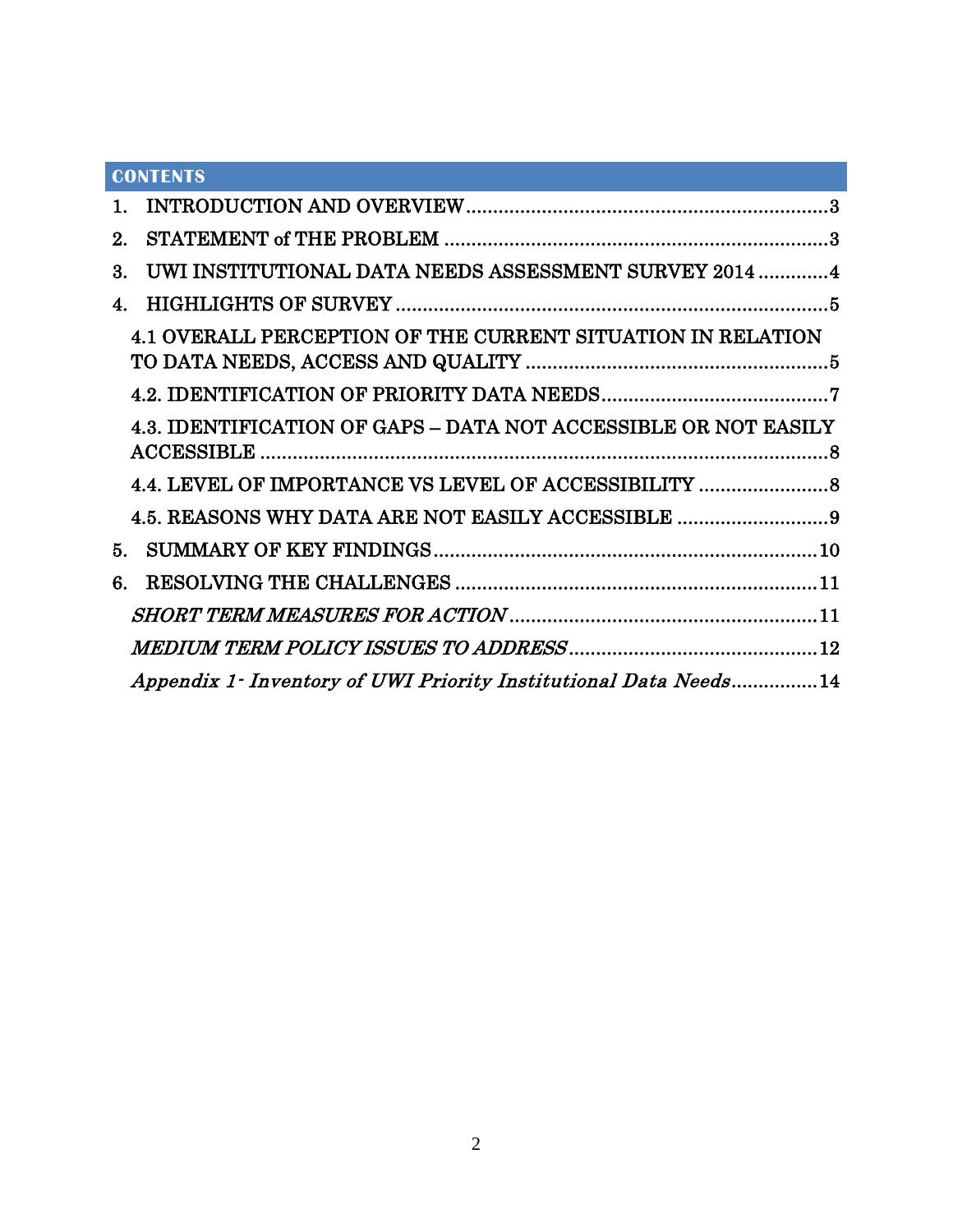## CONTENTS

1. INTRODUCTION AND OVERVIEW ........................................ 3
2. STATEMENT of THE PROBLEM ........................................ 3
3. UWI INSTITUTIONAL DATA NEEDS ASSESSMENT SURVEY 2014 ........................................ 4
4. HIGHLIGHTS OF SURVEY ........................................ 5
   - 4.1 OVERALL PERCEPTION OF THE CURRENT SITUATION IN RELATION TO DATA NEEDS, ACCESS AND QUALITY ........................................ 5
   - 4.2. IDENTIFICATION OF PRIORITY DATA NEEDS ........................................ 7
   - 4.3. IDENTIFICATION OF GAPS – DATA NOT ACCESSIBLE OR NOT EASILY ACCESSIBLE ........................................ 8
   - 4.4. LEVEL OF IMPORTANCE VS LEVEL OF ACCESSIBILITY ........................................ 8
   - 4.5. REASONS WHY DATA ARE NOT EASILY ACCESSIBLE ........................................ 9
5. SUMMARY OF KEY FINDINGS ........................................ 10
6. RESOLVING THE CHALLENGES ........................................ 11
   - *SHORT TERM MEASURES FOR ACTION* ........................................ 11
   - *MEDIUM TERM POLICY ISSUES TO ADDRESS* ........................................ 12
   - *Appendix 1- Inventory of UWI Priority Institutional Data Needs* ........................................ 14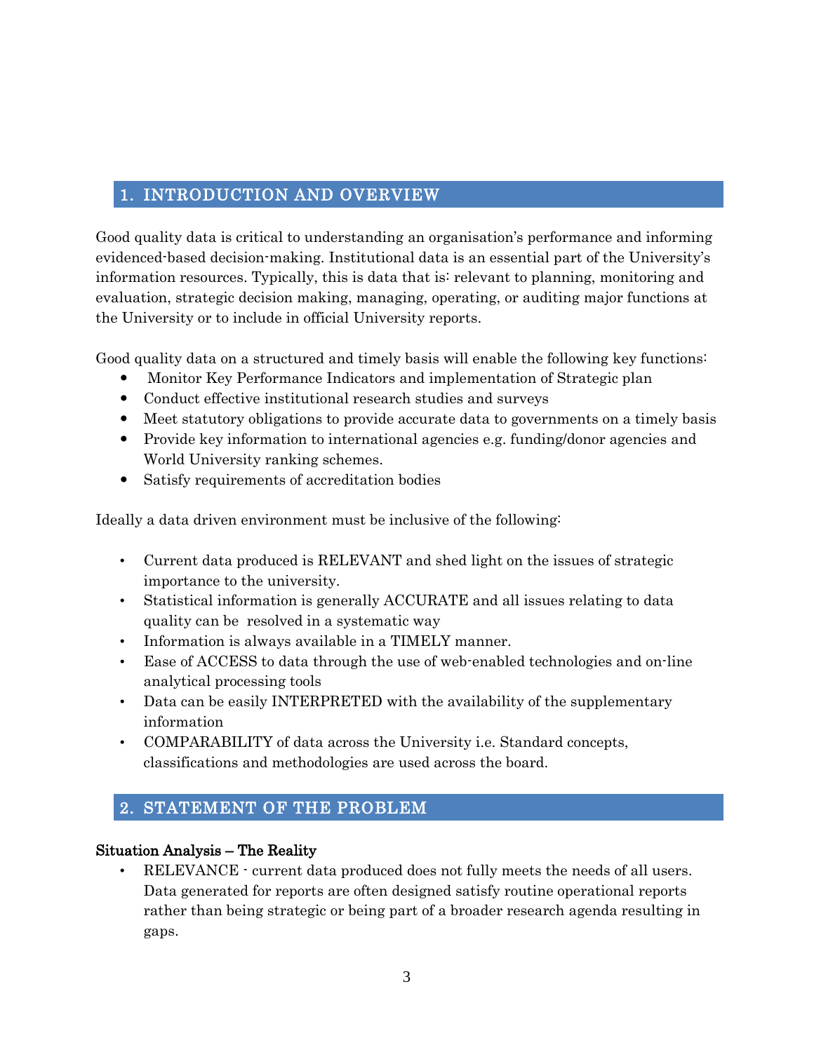## 1. INTRODUCTION AND OVERVIEW

Good quality data is critical to understanding an organisation's performance and informing evidenced-based decision-making. Institutional data is an essential part of the University's information resources. Typically, this is data that is: relevant to planning, monitoring and evaluation, strategic decision making, managing, operating, or auditing major functions at the University or to include in official University reports.

Good quality data on a structured and timely basis will enable the following key functions:

- Monitor Key Performance Indicators and implementation of Strategic plan
- Conduct effective institutional research studies and surveys
- Meet statutory obligations to provide accurate data to governments on a timely basis
- Provide key information to international agencies e.g. funding/donor agencies and World University ranking schemes.
- Satisfy requirements of accreditation bodies

Ideally a data driven environment must be inclusive of the following:

- Current data produced is RELEVANT and shed light on the issues of strategic importance to the university.
- Statistical information is generally ACCURATE and all issues relating to data quality can be resolved in a systematic way
- Information is always available in a TIMELY manner.
- Ease of ACCESS to data through the use of web-enabled technologies and on-line analytical processing tools
- Data can be easily INTERPRETED with the availability of the supplementary information
- COMPARABILITY of data across the University i.e. Standard concepts, classifications and methodologies are used across the board.

## 2. STATEMENT OF THE PROBLEM

**Situation Analysis – The Reality**

- RELEVANCE - current data produced does not fully meets the needs of all users. Data generated for reports are often designed satisfy routine operational reports rather than being strategic or being part of a broader research agenda resulting in gaps.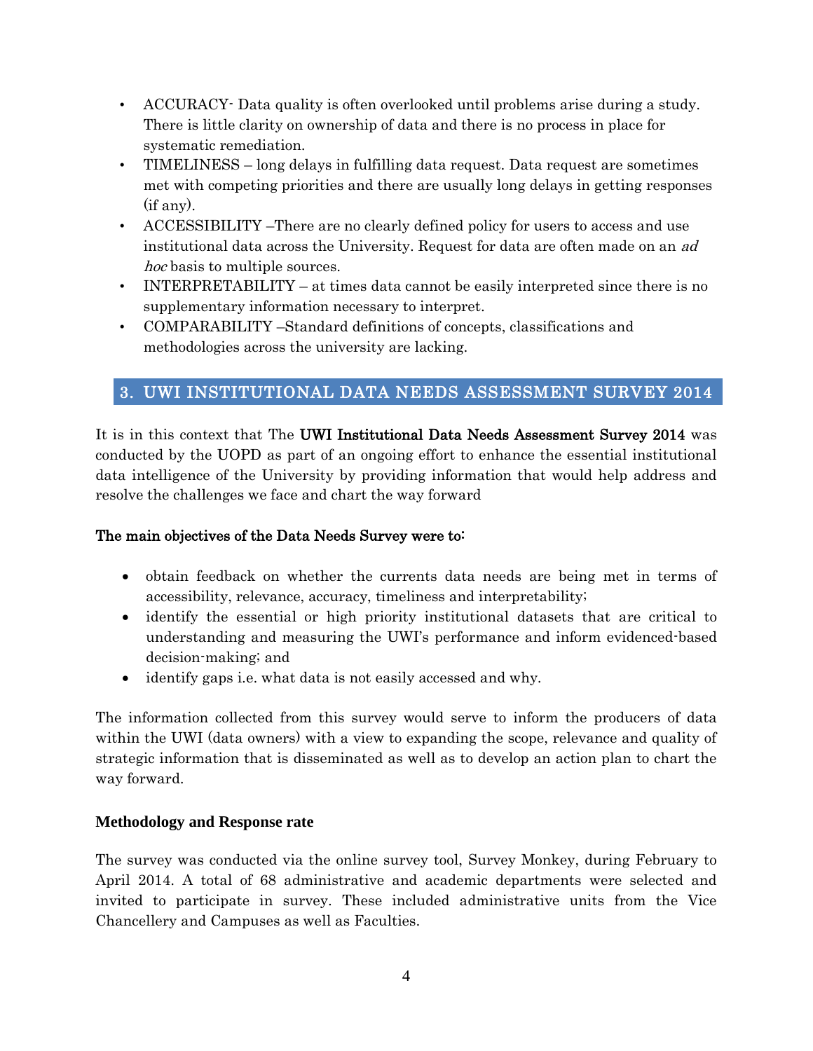- ACCURACY- Data quality is often overlooked until problems arise during a study. There is little clarity on ownership of data and there is no process in place for systematic remediation.
- TIMELINESS – long delays in fulfilling data request. Data request are sometimes met with competing priorities and there are usually long delays in getting responses (if any).
- ACCESSIBILITY –There are no clearly defined policy for users to access and use institutional data across the University. Request for data are often made on an *ad hoc* basis to multiple sources.
- INTERPRETABILITY – at times data cannot be easily interpreted since there is no supplementary information necessary to interpret.
- COMPARABILITY –Standard definitions of concepts, classifications and methodologies across the university are lacking.

## 3. UWI INSTITUTIONAL DATA NEEDS ASSESSMENT SURVEY 2014

It is in this context that The **UWI Institutional Data Needs Assessment Survey 2014** was conducted by the UOPD as part of an ongoing effort to enhance the essential institutional data intelligence of the University by providing information that would help address and resolve the challenges we face and chart the way forward

**The main objectives of the Data Needs Survey were to:**

- obtain feedback on whether the currents data needs are being met in terms of accessibility, relevance, accuracy, timeliness and interpretability;
- identify the essential or high priority institutional datasets that are critical to understanding and measuring the UWI's performance and inform evidenced-based decision-making; and
- identify gaps i.e. what data is not easily accessed and why.

The information collected from this survey would serve to inform the producers of data within the UWI (data owners) with a view to expanding the scope, relevance and quality of strategic information that is disseminated as well as to develop an action plan to chart the way forward.

### Methodology and Response rate

The survey was conducted via the online survey tool, Survey Monkey, during February to April 2014. A total of 68 administrative and academic departments were selected and invited to participate in survey. These included administrative units from the Vice Chancellery and Campuses as well as Faculties.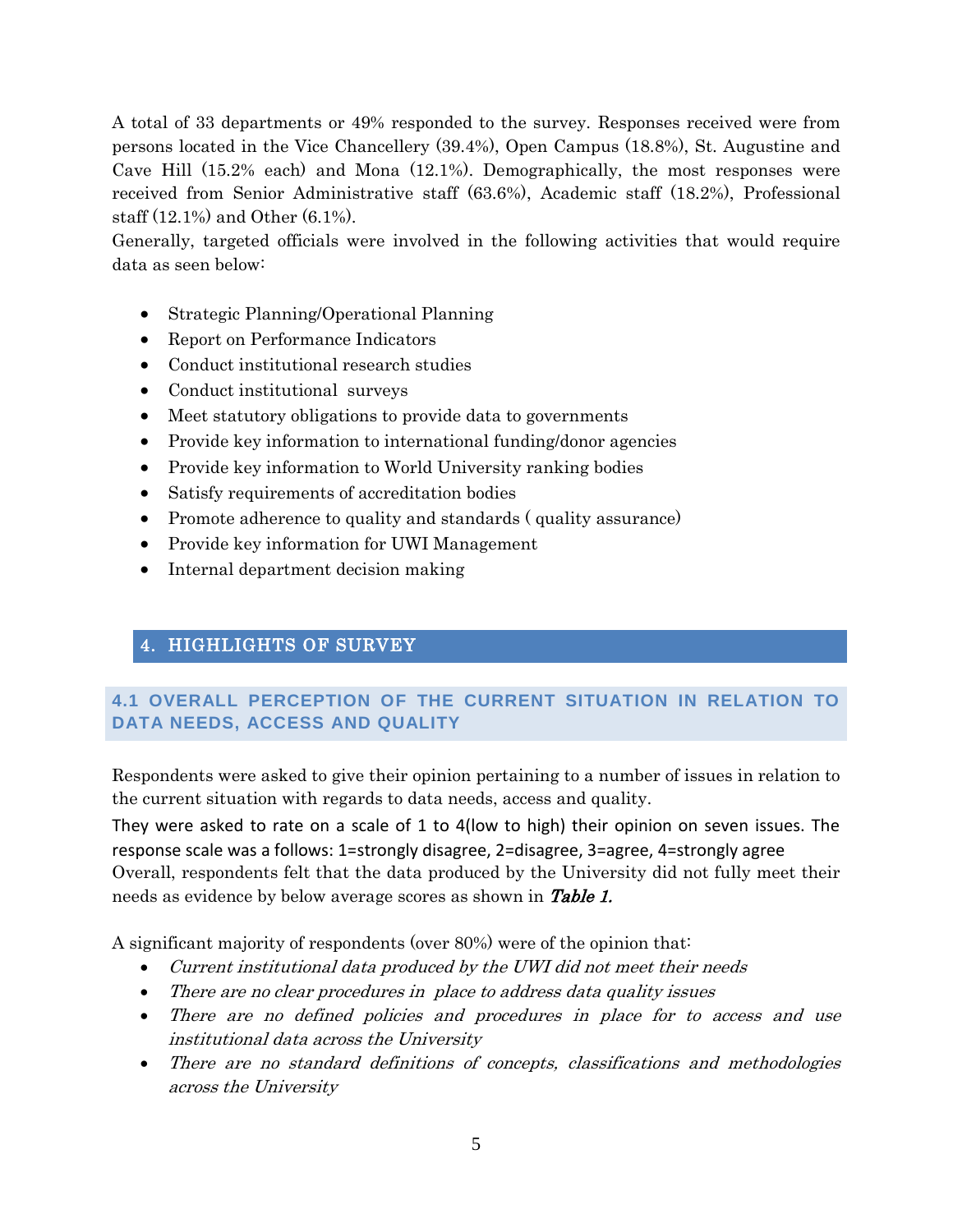A total of 33 departments or 49% responded to the survey. Responses received were from persons located in the Vice Chancellery (39.4%), Open Campus (18.8%), St. Augustine and Cave Hill (15.2% each) and Mona (12.1%). Demographically, the most responses were received from Senior Administrative staff (63.6%), Academic staff (18.2%), Professional staff (12.1%) and Other (6.1%).

Generally, targeted officials were involved in the following activities that would require data as seen below:

- Strategic Planning/Operational Planning
- Report on Performance Indicators
- Conduct institutional research studies
- Conduct institutional surveys
- Meet statutory obligations to provide data to governments
- Provide key information to international funding/donor agencies
- Provide key information to World University ranking bodies
- Satisfy requirements of accreditation bodies
- Promote adherence to quality and standards ( quality assurance)
- Provide key information for UWI Management
- Internal department decision making

## 4. HIGHLIGHTS OF SURVEY

### 4.1 OVERALL PERCEPTION OF THE CURRENT SITUATION IN RELATION TO DATA NEEDS, ACCESS AND QUALITY

Respondents were asked to give their opinion pertaining to a number of issues in relation to the current situation with regards to data needs, access and quality.

They were asked to rate on a scale of 1 to 4(low to high) their opinion on seven issues. The response scale was a follows: 1=strongly disagree, 2=disagree, 3=agree, 4=strongly agree

Overall, respondents felt that the data produced by the University did not fully meet their needs as evidence by below average scores as shown in ***Table 1.***

A significant majority of respondents (over 80%) were of the opinion that:

- *Current institutional data produced by the UWI did not meet their needs*
- *There are no clear procedures in place to address data quality issues*
- *There are no defined policies and procedures in place for to access and use institutional data across the University*
- *There are no standard definitions of concepts, classifications and methodologies across the University*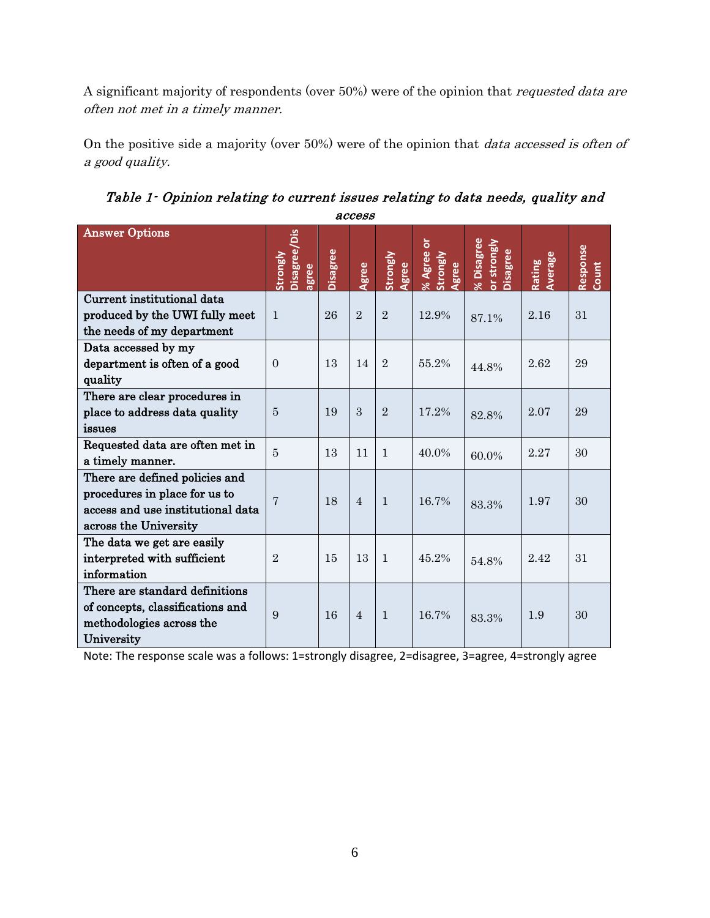A significant majority of respondents (over 50%) were of the opinion that *requested data are often not met in a timely manner.*

On the positive side a majority (over 50%) were of the opinion that *data accessed is often of a good quality.*

*Table 1- Opinion relating to current issues relating to data needs, quality and access*

| Answer Options | Strongly Disagree/Disagree | Disagree | Agree | Strongly Agree | % Agree or Strongly Agree | % Disagree or strongly Disagree | Rating Average | Response Count |
|---|---|---|---|---|---|---|---|---|
| Current institutional data produced by the UWI fully meet the needs of my department | 1 | 26 | 2 | 2 | 12.9% | 87.1% | 2.16 | 31 |
| Data accessed by my department is often of a good quality | 0 | 13 | 14 | 2 | 55.2% | 44.8% | 2.62 | 29 |
| There are clear procedures in place to address data quality issues | 5 | 19 | 3 | 2 | 17.2% | 82.8% | 2.07 | 29 |
| Requested data are often met in a timely manner. | 5 | 13 | 11 | 1 | 40.0% | 60.0% | 2.27 | 30 |
| There are defined policies and procedures in place for us to access and use institutional data across the University | 7 | 18 | 4 | 1 | 16.7% | 83.3% | 1.97 | 30 |
| The data we get are easily interpreted with sufficient information | 2 | 15 | 13 | 1 | 45.2% | 54.8% | 2.42 | 31 |
| There are standard definitions of concepts, classifications and methodologies across the University | 9 | 16 | 4 | 1 | 16.7% | 83.3% | 1.9 | 30 |

Note: The response scale was a follows: 1=strongly disagree, 2=disagree, 3=agree, 4=strongly agree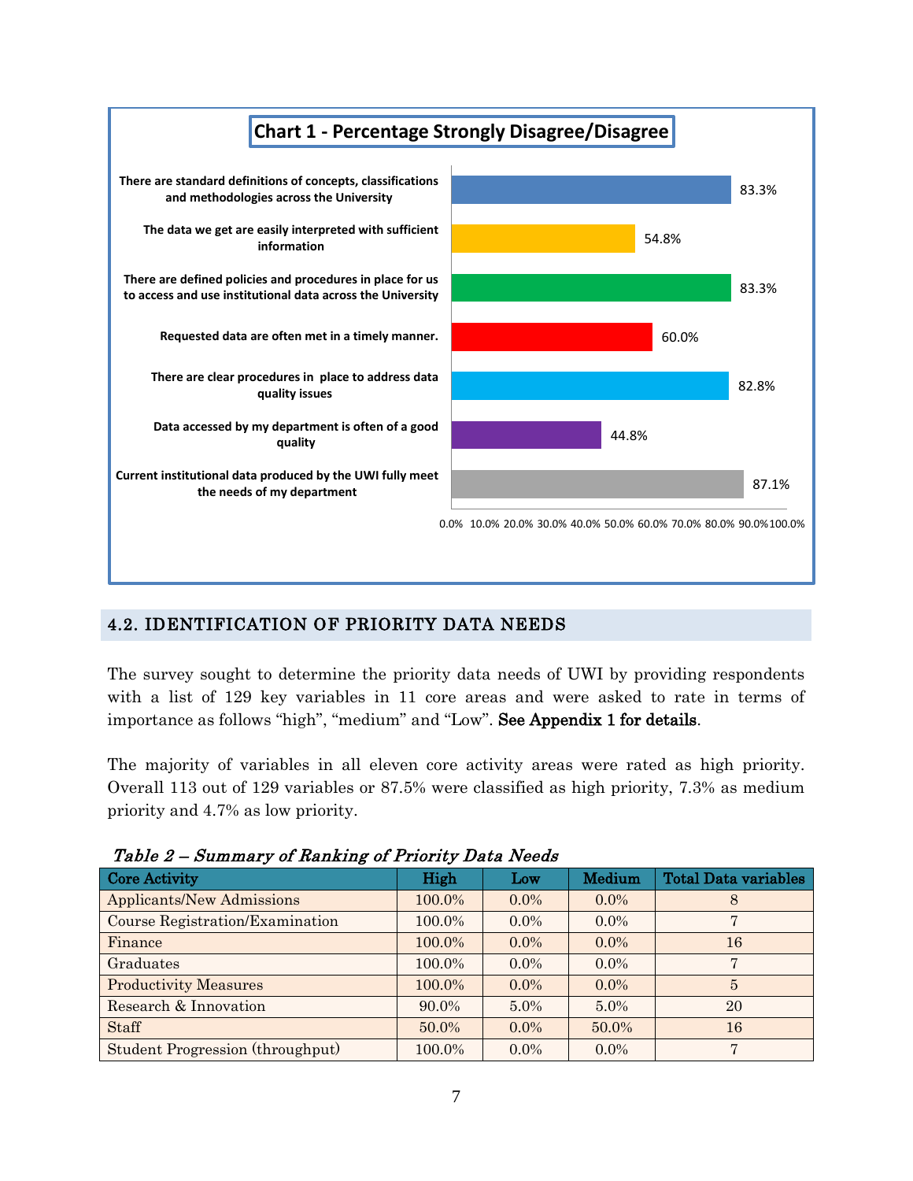**Chart 1 - Percentage Strongly Disagree/Disagree**

| Statement | Percentage |
|---|---|
| There are standard definitions of concepts, classifications and methodologies across the University | 83.3% |
| The data we get are easily interpreted with sufficient information | 54.8% |
| There are defined policies and procedures in place for us to access and use institutional data across the University | 83.3% |
| Requested data are often met in a timely manner. | 60.0% |
| There are clear procedures in place to address data quality issues | 82.8% |
| Data accessed by my department is often of a good quality | 44.8% |
| Current institutional data produced by the UWI fully meet the needs of my department | 87.1% |

## 4.2. IDENTIFICATION OF PRIORITY DATA NEEDS

The survey sought to determine the priority data needs of UWI by providing respondents with a list of 129 key variables in 11 core areas and were asked to rate in terms of importance as follows "high", "medium" and "Low". **See Appendix 1 for details**.

The majority of variables in all eleven core activity areas were rated as high priority. Overall 113 out of 129 variables or 87.5% were classified as high priority, 7.3% as medium priority and 4.7% as low priority.

*Table 2 – Summary of Ranking of Priority Data Needs*

| Core Activity | High | Low | Medium | Total Data variables |
|---|---|---|---|---|
| Applicants/New Admissions | 100.0% | 0.0% | 0.0% | 8 |
| Course Registration/Examination | 100.0% | 0.0% | 0.0% | 7 |
| Finance | 100.0% | 0.0% | 0.0% | 16 |
| Graduates | 100.0% | 0.0% | 0.0% | 7 |
| Productivity Measures | 100.0% | 0.0% | 0.0% | 5 |
| Research & Innovation | 90.0% | 5.0% | 5.0% | 20 |
| Staff | 50.0% | 0.0% | 50.0% | 16 |
| Student Progression (throughput) | 100.0% | 0.0% | 0.0% | 7 |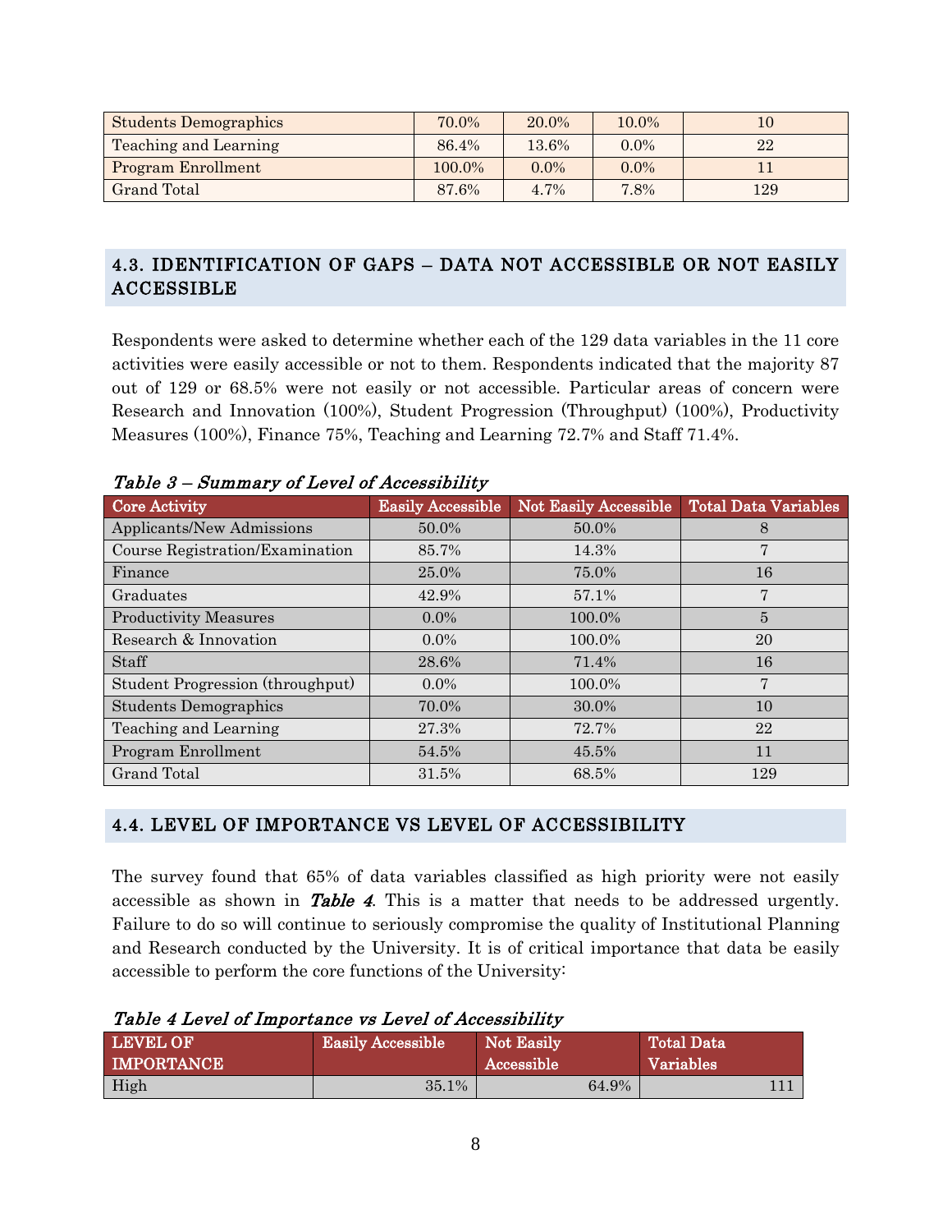| Students Demographics | 70.0% | 20.0% | 10.0% | 10 |
|---|---|---|---|---|
| Teaching and Learning | 86.4% | 13.6% | 0.0% | 22 |
| Program Enrollment | 100.0% | 0.0% | 0.0% | 11 |
| Grand Total | 87.6% | 4.7% | 7.8% | 129 |

## 4.3. IDENTIFICATION OF GAPS – DATA NOT ACCESSIBLE OR NOT EASILY ACCESSIBLE

Respondents were asked to determine whether each of the 129 data variables in the 11 core activities were easily accessible or not to them. Respondents indicated that the majority 87 out of 129 or 68.5% were not easily or not accessible. Particular areas of concern were Research and Innovation (100%), Student Progression (Throughput) (100%), Productivity Measures (100%), Finance 75%, Teaching and Learning 72.7% and Staff 71.4%.

***Table 3 – Summary of Level of Accessibility***

| Core Activity | Easily Accessible | Not Easily Accessible | Total Data Variables |
|---|---|---|---|
| Applicants/New Admissions | 50.0% | 50.0% | 8 |
| Course Registration/Examination | 85.7% | 14.3% | 7 |
| Finance | 25.0% | 75.0% | 16 |
| Graduates | 42.9% | 57.1% | 7 |
| Productivity Measures | 0.0% | 100.0% | 5 |
| Research & Innovation | 0.0% | 100.0% | 20 |
| Staff | 28.6% | 71.4% | 16 |
| Student Progression (throughput) | 0.0% | 100.0% | 7 |
| Students Demographics | 70.0% | 30.0% | 10 |
| Teaching and Learning | 27.3% | 72.7% | 22 |
| Program Enrollment | 54.5% | 45.5% | 11 |
| Grand Total | 31.5% | 68.5% | 129 |

## 4.4. LEVEL OF IMPORTANCE VS LEVEL OF ACCESSIBILITY

The survey found that 65% of data variables classified as high priority were not easily accessible as shown in ***Table 4***. This is a matter that needs to be addressed urgently. Failure to do so will continue to seriously compromise the quality of Institutional Planning and Research conducted by the University. It is of critical importance that data be easily accessible to perform the core functions of the University:

***Table 4 Level of Importance vs Level of Accessibility***

| LEVEL OF IMPORTANCE | Easily Accessible | Not Easily Accessible | Total Data Variables |
|---|---|---|---|
| High | 35.1% | 64.9% | 111 |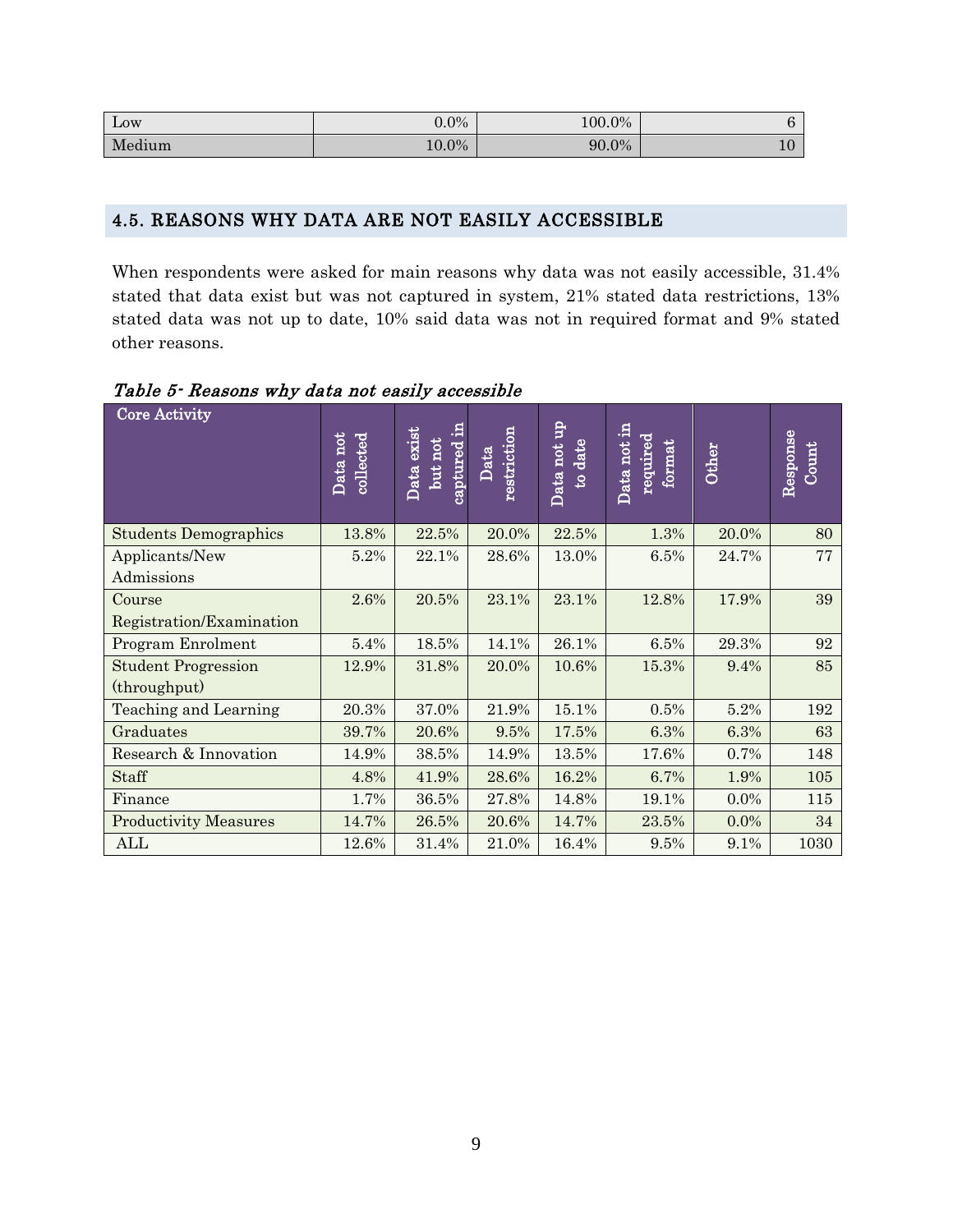| Low | 0.0% | 100.0% | 6 |
|---|---|---|---|
| Medium | 10.0% | 90.0% | 10 |

## 4.5. REASONS WHY DATA ARE NOT EASILY ACCESSIBLE

When respondents were asked for main reasons why data was not easily accessible, 31.4% stated that data exist but was not captured in system, 21% stated data restrictions, 13% stated data was not up to date, 10% said data was not in required format and 9% stated other reasons.

*Table 5- Reasons why data not easily accessible*

| Core Activity | Data not collected | Data exist but not captured in | Data restriction | Data not up to date | Data not in required format | Other | Response Count |
|---|---|---|---|---|---|---|---|
| Students Demographics | 13.8% | 22.5% | 20.0% | 22.5% | 1.3% | 20.0% | 80 |
| Applicants/New Admissions | 5.2% | 22.1% | 28.6% | 13.0% | 6.5% | 24.7% | 77 |
| Course Registration/Examination | 2.6% | 20.5% | 23.1% | 23.1% | 12.8% | 17.9% | 39 |
| Program Enrolment | 5.4% | 18.5% | 14.1% | 26.1% | 6.5% | 29.3% | 92 |
| Student Progression (throughput) | 12.9% | 31.8% | 20.0% | 10.6% | 15.3% | 9.4% | 85 |
| Teaching and Learning | 20.3% | 37.0% | 21.9% | 15.1% | 0.5% | 5.2% | 192 |
| Graduates | 39.7% | 20.6% | 9.5% | 17.5% | 6.3% | 6.3% | 63 |
| Research & Innovation | 14.9% | 38.5% | 14.9% | 13.5% | 17.6% | 0.7% | 148 |
| Staff | 4.8% | 41.9% | 28.6% | 16.2% | 6.7% | 1.9% | 105 |
| Finance | 1.7% | 36.5% | 27.8% | 14.8% | 19.1% | 0.0% | 115 |
| Productivity Measures | 14.7% | 26.5% | 20.6% | 14.7% | 23.5% | 0.0% | 34 |
| ALL | 12.6% | 31.4% | 21.0% | 16.4% | 9.5% | 9.1% | 1030 |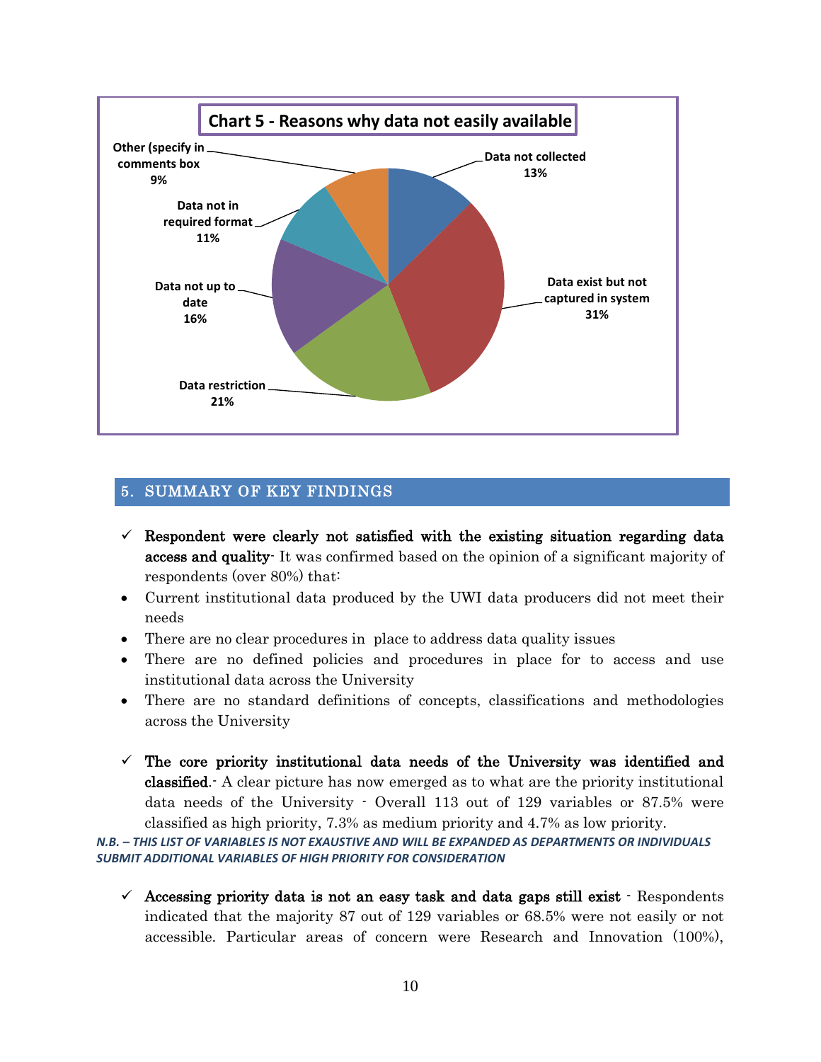**Chart 5 - Reasons why data not easily available**

| Reason | Percentage |
|---|---|
| Data not collected | 13% |
| Data exist but not captured in system | 31% |
| Data restriction | 21% |
| Data not up to date | 16% |
| Data not in required format | 11% |
| Other (specify in comments box | 9% |

## 5. SUMMARY OF KEY FINDINGS

✓ **Respondent were clearly not satisfied with the existing situation regarding data access and quality**- It was confirmed based on the opinion of a significant majority of respondents (over 80%) that:

- Current institutional data produced by the UWI data producers did not meet their needs
- There are no clear procedures in place to address data quality issues
- There are no defined policies and procedures in place for to access and use institutional data across the University
- There are no standard definitions of concepts, classifications and methodologies across the University

✓ **The core priority institutional data needs of the University was identified and classified**.- A clear picture has now emerged as to what are the priority institutional data needs of the University - Overall 113 out of 129 variables or 87.5% were classified as high priority, 7.3% as medium priority and 4.7% as low priority.

***N.B. – THIS LIST OF VARIABLES IS NOT EXAUSTIVE AND WILL BE EXPANDED AS DEPARTMENTS OR INDIVIDUALS SUBMIT ADDITIONAL VARIABLES OF HIGH PRIORITY FOR CONSIDERATION***

✓ **Accessing priority data is not an easy task and data gaps still exist** - Respondents indicated that the majority 87 out of 129 variables or 68.5% were not easily or not accessible. Particular areas of concern were Research and Innovation (100%),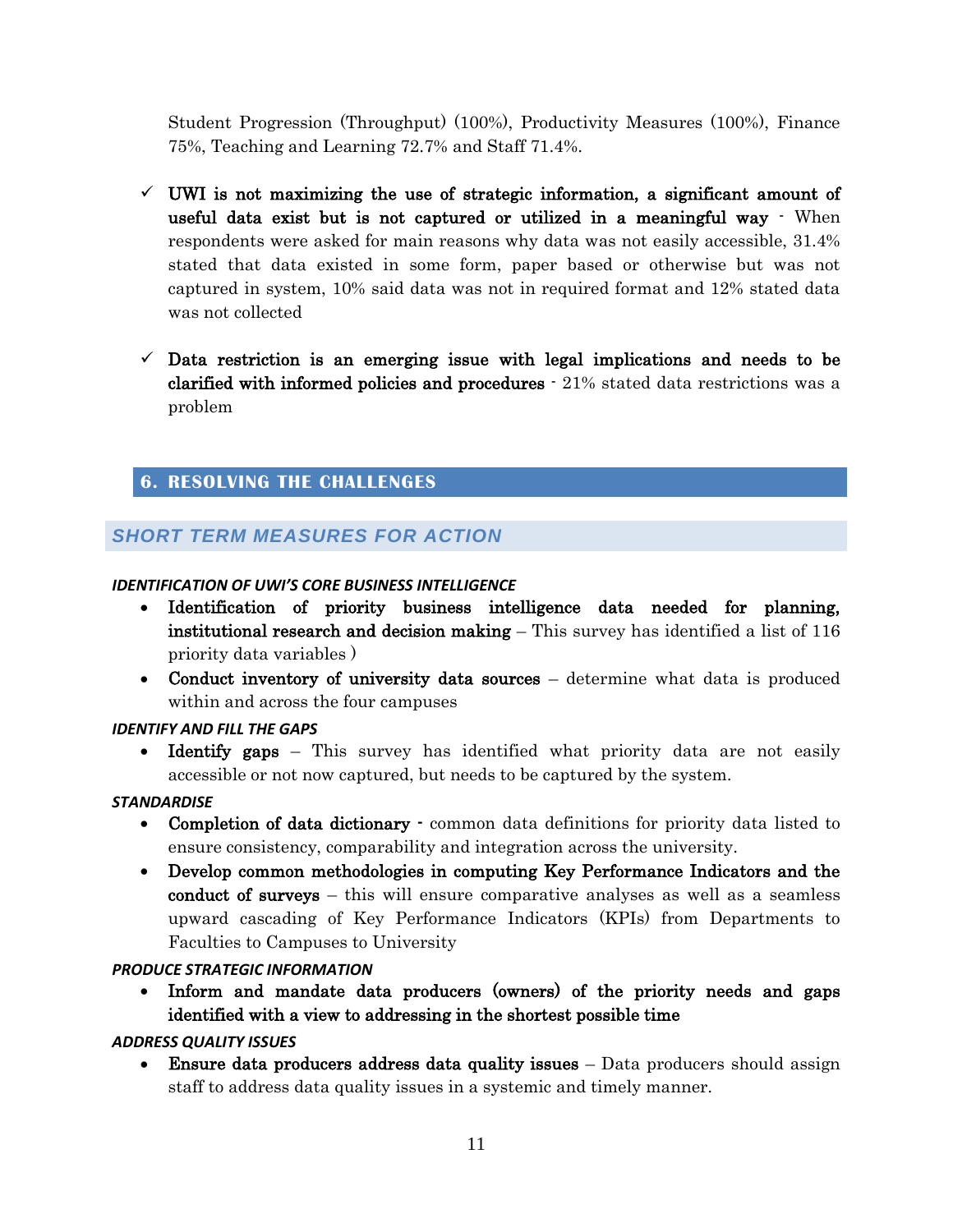Student Progression (Throughput) (100%), Productivity Measures (100%), Finance 75%, Teaching and Learning 72.7% and Staff 71.4%.

- ✓ **UWI is not maximizing the use of strategic information, a significant amount of useful data exist but is not captured or utilized in a meaningful way** - When respondents were asked for main reasons why data was not easily accessible, 31.4% stated that data existed in some form, paper based or otherwise but was not captured in system, 10% said data was not in required format and 12% stated data was not collected

- ✓ **Data restriction is an emerging issue with legal implications and needs to be clarified with informed policies and procedures** - 21% stated data restrictions was a problem

## 6. RESOLVING THE CHALLENGES

### *SHORT TERM MEASURES FOR ACTION*

***IDENTIFICATION OF UWI'S CORE BUSINESS INTELLIGENCE***

- **Identification of priority business intelligence data needed for planning, institutional research and decision making** – This survey has identified a list of 116 priority data variables )
- **Conduct inventory of university data sources** – determine what data is produced within and across the four campuses

***IDENTIFY AND FILL THE GAPS***

- **Identify gaps** – This survey has identified what priority data are not easily accessible or not now captured, but needs to be captured by the system.

***STANDARDISE***

- **Completion of data dictionary** - common data definitions for priority data listed to ensure consistency, comparability and integration across the university.
- **Develop common methodologies in computing Key Performance Indicators and the conduct of surveys** – this will ensure comparative analyses as well as a seamless upward cascading of Key Performance Indicators (KPIs) from Departments to Faculties to Campuses to University

***PRODUCE STRATEGIC INFORMATION***

- **Inform and mandate data producers (owners) of the priority needs and gaps identified with a view to addressing in the shortest possible time**

***ADDRESS QUALITY ISSUES***

- **Ensure data producers address data quality issues** – Data producers should assign staff to address data quality issues in a systemic and timely manner.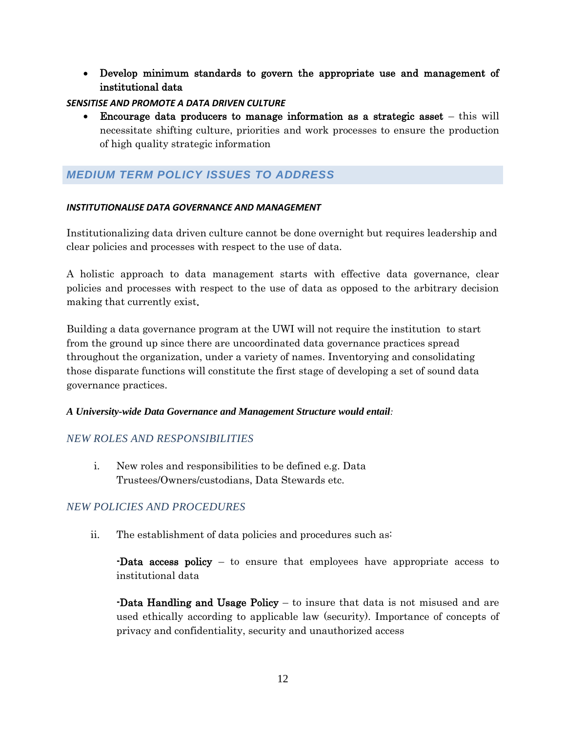- **Develop minimum standards to govern the appropriate use and management of institutional data**

***SENSITISE AND PROMOTE A DATA DRIVEN CULTURE***

- **Encourage data producers to manage information as a strategic asset** – this will necessitate shifting culture, priorities and work processes to ensure the production of high quality strategic information

## *MEDIUM TERM POLICY ISSUES TO ADDRESS*

***INSTITUTIONALISE DATA GOVERNANCE AND MANAGEMENT***

Institutionalizing data driven culture cannot be done overnight but requires leadership and clear policies and processes with respect to the use of data.

A holistic approach to data management starts with effective data governance, clear policies and processes with respect to the use of data as opposed to the arbitrary decision making that currently exist.

Building a data governance program at the UWI will not require the institution to start from the ground up since there are uncoordinated data governance practices spread throughout the organization, under a variety of names. Inventorying and consolidating those disparate functions will constitute the first stage of developing a set of sound data governance practices.

***A University-wide Data Governance and Management Structure would entail:***

### *NEW ROLES AND RESPONSIBILITIES*

i. New roles and responsibilities to be defined e.g. Data Trustees/Owners/custodians, Data Stewards etc.

### *NEW POLICIES AND PROCEDURES*

ii. The establishment of data policies and procedures such as:

-**Data access policy** – to ensure that employees have appropriate access to institutional data

-**Data Handling and Usage Policy** – to insure that data is not misused and are used ethically according to applicable law (security). Importance of concepts of privacy and confidentiality, security and unauthorized access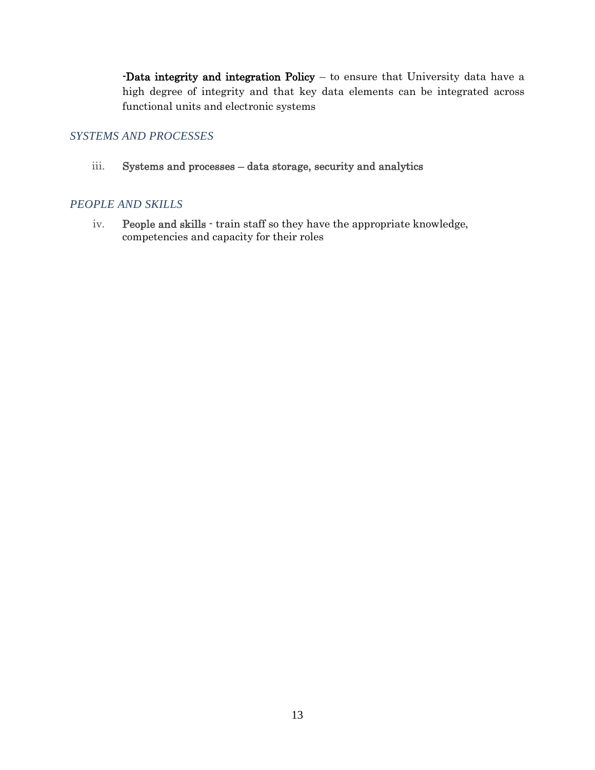-**Data integrity and integration Policy** – to ensure that University data have a high degree of integrity and that key data elements can be integrated across functional units and electronic systems

### *SYSTEMS AND PROCESSES*

iii. **Systems and processes – data storage, security and analytics**

### *PEOPLE AND SKILLS*

iv. **People and skills** - train staff so they have the appropriate knowledge, competencies and capacity for their roles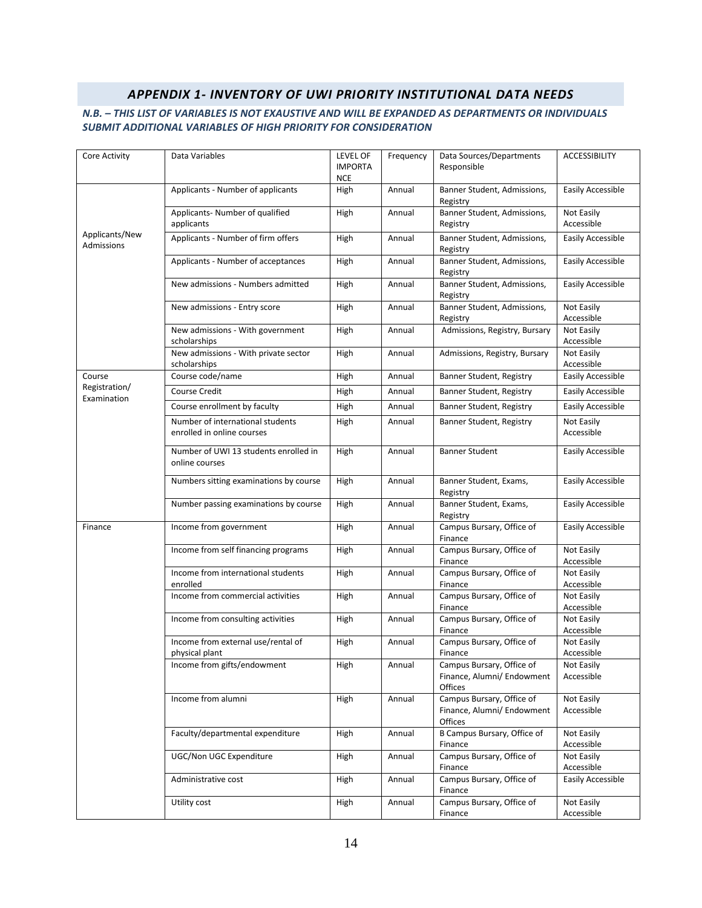## *APPENDIX 1- INVENTORY OF UWI PRIORITY INSTITUTIONAL DATA NEEDS*

***N.B. – THIS LIST OF VARIABLES IS NOT EXAUSTIVE AND WILL BE EXPANDED AS DEPARTMENTS OR INDIVIDUALS SUBMIT ADDITIONAL VARIABLES OF HIGH PRIORITY FOR CONSIDERATION***

| Core Activity | Data Variables | LEVEL OF IMPORTANCE | Frequency | Data Sources/Departments Responsible | ACCESSIBILITY |
|---|---|---|---|---|---|
| Applicants/New Admissions | Applicants - Number of applicants | High | Annual | Banner Student, Admissions, Registry | Easily Accessible |
| | Applicants- Number of qualified applicants | High | Annual | Banner Student, Admissions, Registry | Not Easily Accessible |
| | Applicants - Number of firm offers | High | Annual | Banner Student, Admissions, Registry | Easily Accessible |
| | Applicants - Number of acceptances | High | Annual | Banner Student, Admissions, Registry | Easily Accessible |
| | New admissions - Numbers admitted | High | Annual | Banner Student, Admissions, Registry | Easily Accessible |
| | New admissions - Entry score | High | Annual | Banner Student, Admissions, Registry | Not Easily Accessible |
| | New admissions - With government scholarships | High | Annual | Admissions, Registry, Bursary | Not Easily Accessible |
| | New admissions - With private sector scholarships | High | Annual | Admissions, Registry, Bursary | Not Easily Accessible |
| Course Registration/ Examination | Course code/name | High | Annual | Banner Student, Registry | Easily Accessible |
| | Course Credit | High | Annual | Banner Student, Registry | Easily Accessible |
| | Course enrollment by faculty | High | Annual | Banner Student, Registry | Easily Accessible |
| | Number of international students enrolled in online courses | High | Annual | Banner Student, Registry | Not Easily Accessible |
| | Number of UWI 13 students enrolled in online courses | High | Annual | Banner Student | Easily Accessible |
| | Numbers sitting examinations by course | High | Annual | Banner Student, Exams, Registry | Easily Accessible |
| | Number passing examinations by course | High | Annual | Banner Student, Exams, Registry | Easily Accessible |
| Finance | Income from government | High | Annual | Campus Bursary, Office of Finance | Easily Accessible |
| | Income from self financing programs | High | Annual | Campus Bursary, Office of Finance | Not Easily Accessible |
| | Income from international students enrolled | High | Annual | Campus Bursary, Office of Finance | Not Easily Accessible |
| | Income from commercial activities | High | Annual | Campus Bursary, Office of Finance | Not Easily Accessible |
| | Income from consulting activities | High | Annual | Campus Bursary, Office of Finance | Not Easily Accessible |
| | Income from external use/rental of physical plant | High | Annual | Campus Bursary, Office of Finance | Not Easily Accessible |
| | Income from gifts/endowment | High | Annual | Campus Bursary, Office of Finance, Alumni/ Endowment Offices | Not Easily Accessible |
| | Income from alumni | High | Annual | Campus Bursary, Office of Finance, Alumni/ Endowment Offices | Not Easily Accessible |
| | Faculty/departmental expenditure | High | Annual | B Campus Bursary, Office of Finance | Not Easily Accessible |
| | UGC/Non UGC Expenditure | High | Annual | Campus Bursary, Office of Finance | Not Easily Accessible |
| | Administrative cost | High | Annual | Campus Bursary, Office of Finance | Easily Accessible |
| | Utility cost | High | Annual | Campus Bursary, Office of Finance | Not Easily Accessible |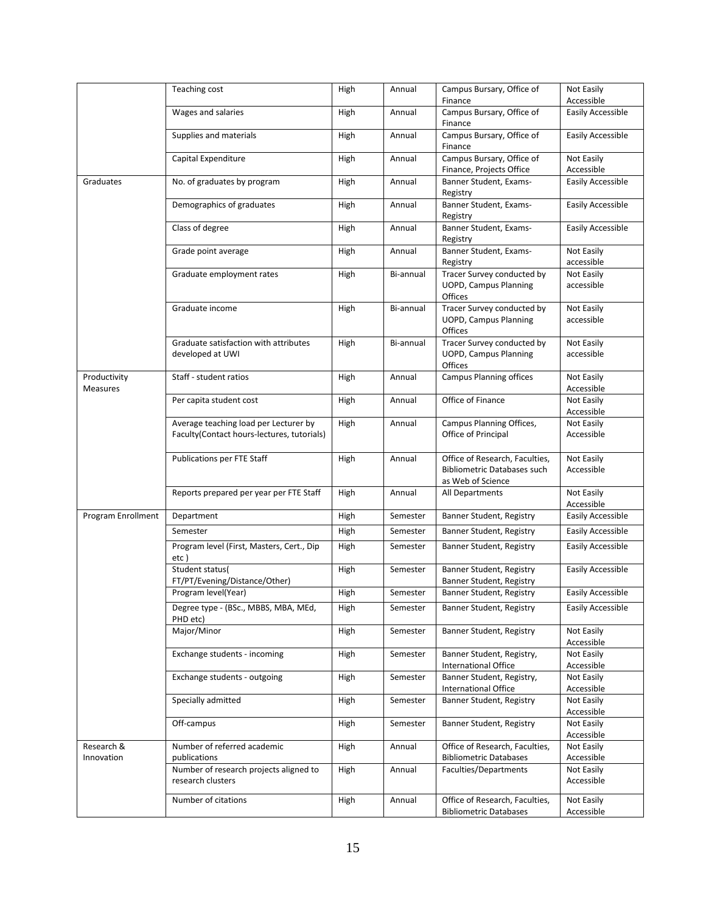| | | | | | |
|---|---|---|---|---|---|
| | Teaching cost | High | Annual | Campus Bursary, Office of Finance | Not Easily Accessible |
| | Wages and salaries | High | Annual | Campus Bursary, Office of Finance | Easily Accessible |
| | Supplies and materials | High | Annual | Campus Bursary, Office of Finance | Easily Accessible |
| | Capital Expenditure | High | Annual | Campus Bursary, Office of Finance, Projects Office | Not Easily Accessible |
| Graduates | No. of graduates by program | High | Annual | Banner Student, Exams-Registry | Easily Accessible |
| | Demographics of graduates | High | Annual | Banner Student, Exams-Registry | Easily Accessible |
| | Class of degree | High | Annual | Banner Student, Exams-Registry | Easily Accessible |
| | Grade point average | High | Annual | Banner Student, Exams-Registry | Not Easily accessible |
| | Graduate employment rates | High | Bi-annual | Tracer Survey conducted by UOPD, Campus Planning Offices | Not Easily accessible |
| | Graduate income | High | Bi-annual | Tracer Survey conducted by UOPD, Campus Planning Offices | Not Easily accessible |
| | Graduate satisfaction with attributes developed at UWI | High | Bi-annual | Tracer Survey conducted by UOPD, Campus Planning Offices | Not Easily accessible |
| Productivity Measures | Staff - student ratios | High | Annual | Campus Planning offices | Not Easily Accessible |
| | Per capita student cost | High | Annual | Office of Finance | Not Easily Accessible |
| | Average teaching load per Lecturer by Faculty(Contact hours-lectures, tutorials) | High | Annual | Campus Planning Offices, Office of Principal | Not Easily Accessible |
| | Publications per FTE Staff | High | Annual | Office of Research, Faculties, Bibliometric Databases such as Web of Science | Not Easily Accessible |
| | Reports prepared per year per FTE Staff | High | Annual | All Departments | Not Easily Accessible |
| Program Enrollment | Department | High | Semester | Banner Student, Registry | Easily Accessible |
| | Semester | High | Semester | Banner Student, Registry | Easily Accessible |
| | Program level (First, Masters, Cert., Dip etc ) | High | Semester | Banner Student, Registry | Easily Accessible |
| | Student status( FT/PT/Evening/Distance/Other) | High | Semester | Banner Student, Registry Banner Student, Registry | Easily Accessible |
| | Program level(Year) | High | Semester | Banner Student, Registry | Easily Accessible |
| | Degree type - (BSc., MBBS, MBA, MEd, PHD etc) | High | Semester | Banner Student, Registry | Easily Accessible |
| | Major/Minor | High | Semester | Banner Student, Registry | Not Easily Accessible |
| | Exchange students - incoming | High | Semester | Banner Student, Registry, International Office | Not Easily Accessible |
| | Exchange students - outgoing | High | Semester | Banner Student, Registry, International Office | Not Easily Accessible |
| | Specially admitted | High | Semester | Banner Student, Registry | Not Easily Accessible |
| | Off-campus | High | Semester | Banner Student, Registry | Not Easily Accessible |
| Research & Innovation | Number of referred academic publications | High | Annual | Office of Research, Faculties, Bibliometric Databases | Not Easily Accessible |
| | Number of research projects aligned to research clusters | High | Annual | Faculties/Departments | Not Easily Accessible |
| | Number of citations | High | Annual | Office of Research, Faculties, Bibliometric Databases | Not Easily Accessible |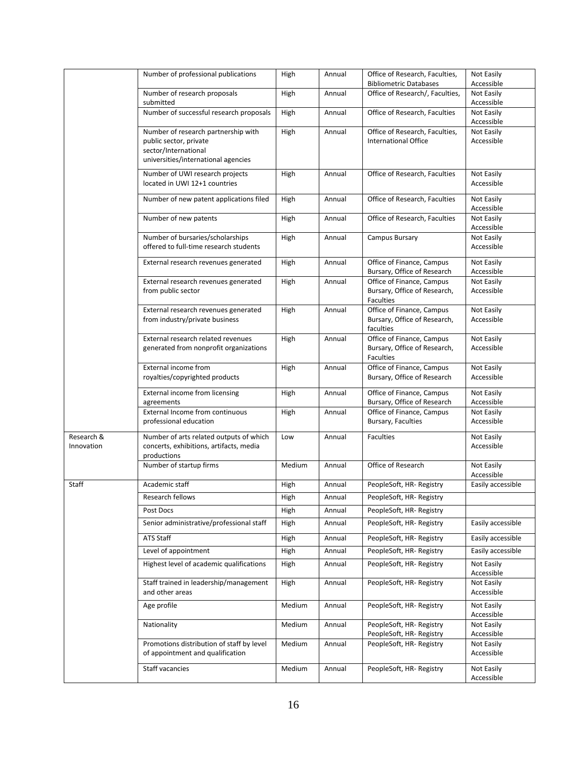| | | | | | |
|---|---|---|---|---|---|
| | Number of professional publications | High | Annual | Office of Research, Faculties, Bibliometric Databases | Not Easily Accessible |
| | Number of research proposals submitted | High | Annual | Office of Research/, Faculties, | Not Easily Accessible |
| | Number of successful research proposals | High | Annual | Office of Research, Faculties | Not Easily Accessible |
| | Number of research partnership with public sector, private sector/International universities/international agencies | High | Annual | Office of Research, Faculties, International Office | Not Easily Accessible |
| | Number of UWI research projects located in UWI 12+1 countries | High | Annual | Office of Research, Faculties | Not Easily Accessible |
| | Number of new patent applications filed | High | Annual | Office of Research, Faculties | Not Easily Accessible |
| | Number of new patents | High | Annual | Office of Research, Faculties | Not Easily Accessible |
| | Number of bursaries/scholarships offered to full-time research students | High | Annual | Campus Bursary | Not Easily Accessible |
| | External research revenues generated | High | Annual | Office of Finance, Campus Bursary, Office of Research | Not Easily Accessible |
| | External research revenues generated from public sector | High | Annual | Office of Finance, Campus Bursary, Office of Research, Faculties | Not Easily Accessible |
| | External research revenues generated from industry/private business | High | Annual | Office of Finance, Campus Bursary, Office of Research, faculties | Not Easily Accessible |
| | External research related revenues generated from nonprofit organizations | High | Annual | Office of Finance, Campus Bursary, Office of Research, Faculties | Not Easily Accessible |
| | External income from royalties/copyrighted products | High | Annual | Office of Finance, Campus Bursary, Office of Research | Not Easily Accessible |
| | External income from licensing agreements | High | Annual | Office of Finance, Campus Bursary, Office of Research | Not Easily Accessible |
| | External Income from continuous professional education | High | Annual | Office of Finance, Campus Bursary, Faculties | Not Easily Accessible |
| Research & Innovation | Number of arts related outputs of which concerts, exhibitions, artifacts, media productions | Low | Annual | Faculties | Not Easily Accessible |
| | Number of startup firms | Medium | Annual | Office of Research | Not Easily Accessible |
| Staff | Academic staff | High | Annual | PeopleSoft, HR- Registry | Easily accessible |
| | Research fellows | High | Annual | PeopleSoft, HR- Registry | |
| | Post Docs | High | Annual | PeopleSoft, HR- Registry | |
| | Senior administrative/professional staff | High | Annual | PeopleSoft, HR- Registry | Easily accessible |
| | ATS Staff | High | Annual | PeopleSoft, HR- Registry | Easily accessible |
| | Level of appointment | High | Annual | PeopleSoft, HR- Registry | Easily accessible |
| | Highest level of academic qualifications | High | Annual | PeopleSoft, HR- Registry | Not Easily Accessible |
| | Staff trained in leadership/management and other areas | High | Annual | PeopleSoft, HR- Registry | Not Easily Accessible |
| | Age profile | Medium | Annual | PeopleSoft, HR- Registry | Not Easily Accessible |
| | Nationality | Medium | Annual | PeopleSoft, HR- Registry PeopleSoft, HR- Registry | Not Easily Accessible |
| | Promotions distribution of staff by level of appointment and qualification | Medium | Annual | PeopleSoft, HR- Registry | Not Easily Accessible |
| | Staff vacancies | Medium | Annual | PeopleSoft, HR- Registry | Not Easily Accessible |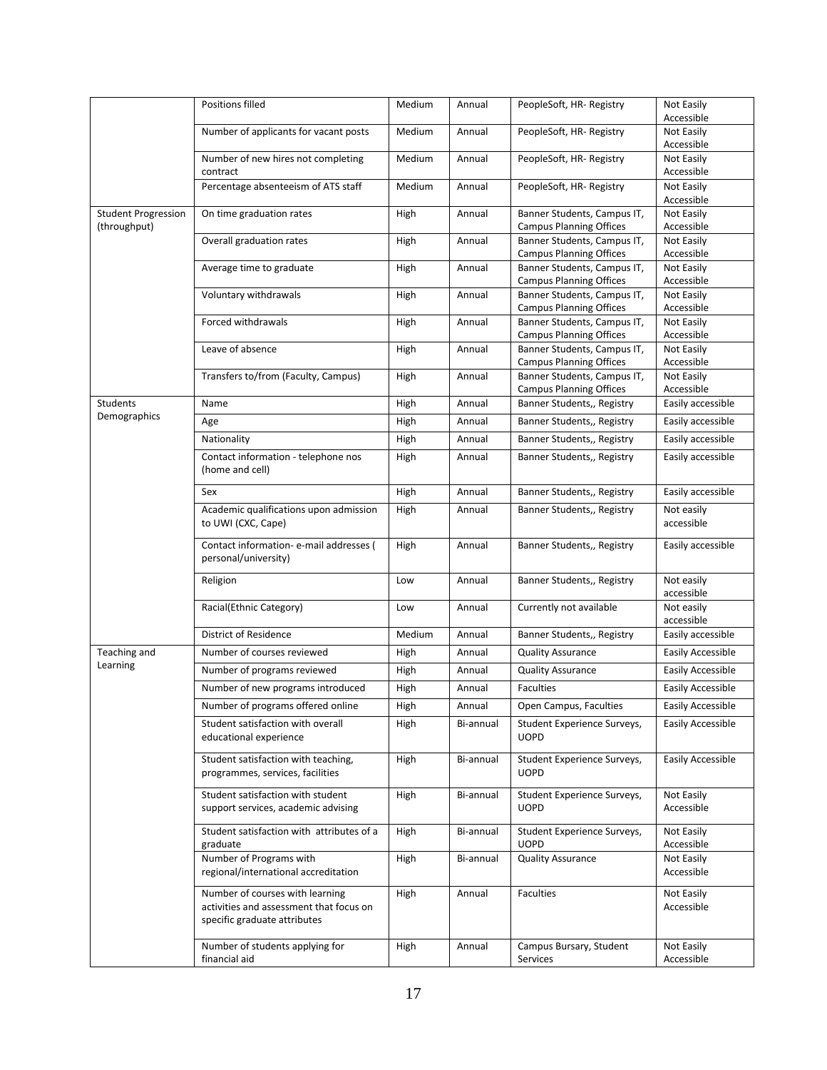| | | | | | |
|---|---|---|---|---|---|
| | Positions filled | Medium | Annual | PeopleSoft, HR- Registry | Not Easily Accessible |
| | Number of applicants for vacant posts | Medium | Annual | PeopleSoft, HR- Registry | Not Easily Accessible |
| | Number of new hires not completing contract | Medium | Annual | PeopleSoft, HR- Registry | Not Easily Accessible |
| | Percentage absenteeism of ATS staff | Medium | Annual | PeopleSoft, HR- Registry | Not Easily Accessible |
| Student Progression (throughput) | On time graduation rates | High | Annual | Banner Students, Campus IT, Campus Planning Offices | Not Easily Accessible |
| | Overall graduation rates | High | Annual | Banner Students, Campus IT, Campus Planning Offices | Not Easily Accessible |
| | Average time to graduate | High | Annual | Banner Students, Campus IT, Campus Planning Offices | Not Easily Accessible |
| | Voluntary withdrawals | High | Annual | Banner Students, Campus IT, Campus Planning Offices | Not Easily Accessible |
| | Forced withdrawals | High | Annual | Banner Students, Campus IT, Campus Planning Offices | Not Easily Accessible |
| | Leave of absence | High | Annual | Banner Students, Campus IT, Campus Planning Offices | Not Easily Accessible |
| | Transfers to/from (Faculty, Campus) | High | Annual | Banner Students, Campus IT, Campus Planning Offices | Not Easily Accessible |
| Students Demographics | Name | High | Annual | Banner Students,, Registry | Easily accessible |
| | Age | High | Annual | Banner Students,, Registry | Easily accessible |
| | Nationality | High | Annual | Banner Students,, Registry | Easily accessible |
| | Contact information - telephone nos (home and cell) | High | Annual | Banner Students,, Registry | Easily accessible |
| | Sex | High | Annual | Banner Students,, Registry | Easily accessible |
| | Academic qualifications upon admission to UWI (CXC, Cape) | High | Annual | Banner Students,, Registry | Not easily accessible |
| | Contact information- e-mail addresses ( personal/university) | High | Annual | Banner Students,, Registry | Easily accessible |
| | Religion | Low | Annual | Banner Students,, Registry | Not easily accessible |
| | Racial(Ethnic Category) | Low | Annual | Currently not available | Not easily accessible |
| | District of Residence | Medium | Annual | Banner Students,, Registry | Easily accessible |
| Teaching and Learning | Number of courses reviewed | High | Annual | Quality Assurance | Easily Accessible |
| | Number of programs reviewed | High | Annual | Quality Assurance | Easily Accessible |
| | Number of new programs introduced | High | Annual | Faculties | Easily Accessible |
| | Number of programs offered online | High | Annual | Open Campus, Faculties | Easily Accessible |
| | Student satisfaction with overall educational experience | High | Bi-annual | Student Experience Surveys, UOPD | Easily Accessible |
| | Student satisfaction with teaching, programmes, services, facilities | High | Bi-annual | Student Experience Surveys, UOPD | Easily Accessible |
| | Student satisfaction with student support services, academic advising | High | Bi-annual | Student Experience Surveys, UOPD | Not Easily Accessible |
| | Student satisfaction with attributes of a graduate | High | Bi-annual | Student Experience Surveys, UOPD | Not Easily Accessible |
| | Number of Programs with regional/international accreditation | High | Bi-annual | Quality Assurance | Not Easily Accessible |
| | Number of courses with learning activities and assessment that focus on specific graduate attributes | High | Annual | Faculties | Not Easily Accessible |
| | Number of students applying for financial aid | High | Annual | Campus Bursary, Student Services | Not Easily Accessible |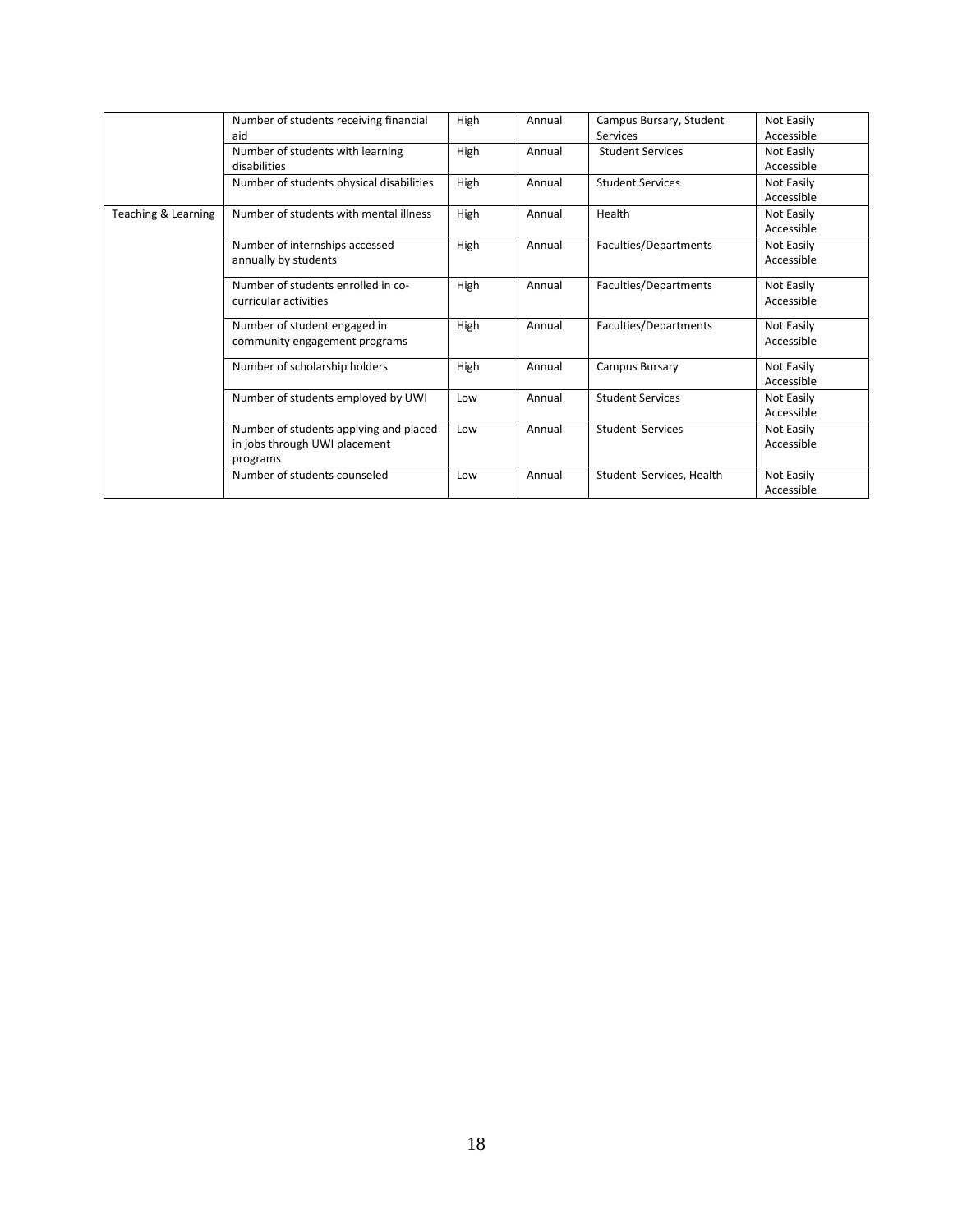| | | | | | |
|---|---|---|---|---|---|
| | Number of students receiving financial aid | High | Annual | Campus Bursary, Student Services | Not Easily Accessible |
| | Number of students with learning disabilities | High | Annual | Student Services | Not Easily Accessible |
| | Number of students physical disabilities | High | Annual | Student Services | Not Easily Accessible |
| Teaching & Learning | Number of students with mental illness | High | Annual | Health | Not Easily Accessible |
| | Number of internships accessed annually by students | High | Annual | Faculties/Departments | Not Easily Accessible |
| | Number of students enrolled in co-curricular activities | High | Annual | Faculties/Departments | Not Easily Accessible |
| | Number of student engaged in community engagement programs | High | Annual | Faculties/Departments | Not Easily Accessible |
| | Number of scholarship holders | High | Annual | Campus Bursary | Not Easily Accessible |
| | Number of students employed by UWI | Low | Annual | Student Services | Not Easily Accessible |
| | Number of students applying and placed in jobs through UWI placement programs | Low | Annual | Student Services | Not Easily Accessible |
| | Number of students counseled | Low | Annual | Student Services, Health | Not Easily Accessible |